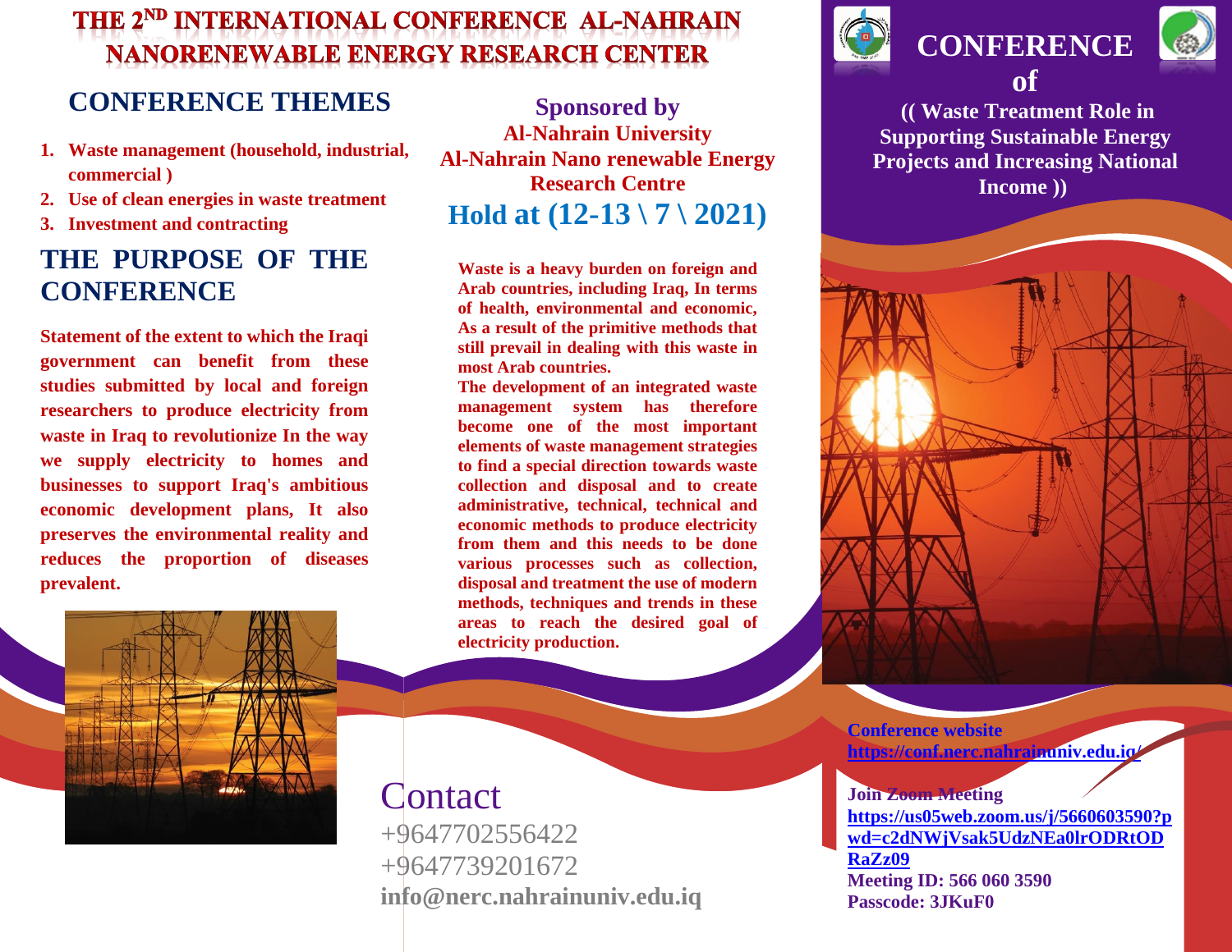# THE 2[ND] INTERNATIONAL CONFERENCE AL-NAHRAIN NANORENEWABLE ENERGY RESEARCH CENTER

## CONFERENCE THEMES

1. **Waste management (household, industrial, commercial )**
2. **Use of clean energies in waste treatment**
3. **Investment and contracting**

## THE PURPOSE OF THE CONFERENCE

**Statement of the extent to which the Iraqi government can benefit from these studies submitted by local and foreign researchers to produce electricity from waste in Iraq to revolutionize In the way we supply electricity to homes and businesses to support Iraq's ambitious economic development plans, It also preserves the environmental reality and reduces the proportion of diseases prevalent.**

**Sponsored by**
**Al-Nahrain University**
**Al-Nahrain Nano renewable Energy Research Centre**

## Hold at (12-13 \ 7 \ 2021)

**Waste is a heavy burden on foreign and Arab countries, including Iraq, In terms of health, environmental and economic, As a result of the primitive methods that still prevail in dealing with this waste in most Arab countries.**
**The development of an integrated waste management system has therefore become one of the most important elements of waste management strategies to find a special direction towards waste collection and disposal and to create administrative, technical, technical and economic methods to produce electricity from them and this needs to be done various processes such as collection, disposal and treatment the use of modern methods, techniques and trends in these areas to reach the desired goal of electricity production.**

## Contact

+9647702556422
+9647739201672
**info@nerc.nahrainuniv.edu.iq**

# CONFERENCE of

## (( Waste Treatment Role in Supporting Sustainable Energy Projects and Increasing National Income ))

**Conference website**
**https://conf.nerc.nahrainuniv.edu.iq/**

**Join Zoom Meeting**
**https://us05web.zoom.us/j/5660603590?pwd=c2dNWjVsak5UdzNEa0lrODRtODRaZz09**
**Meeting ID: 566 060 3590**
**Passcode: 3JKuF0**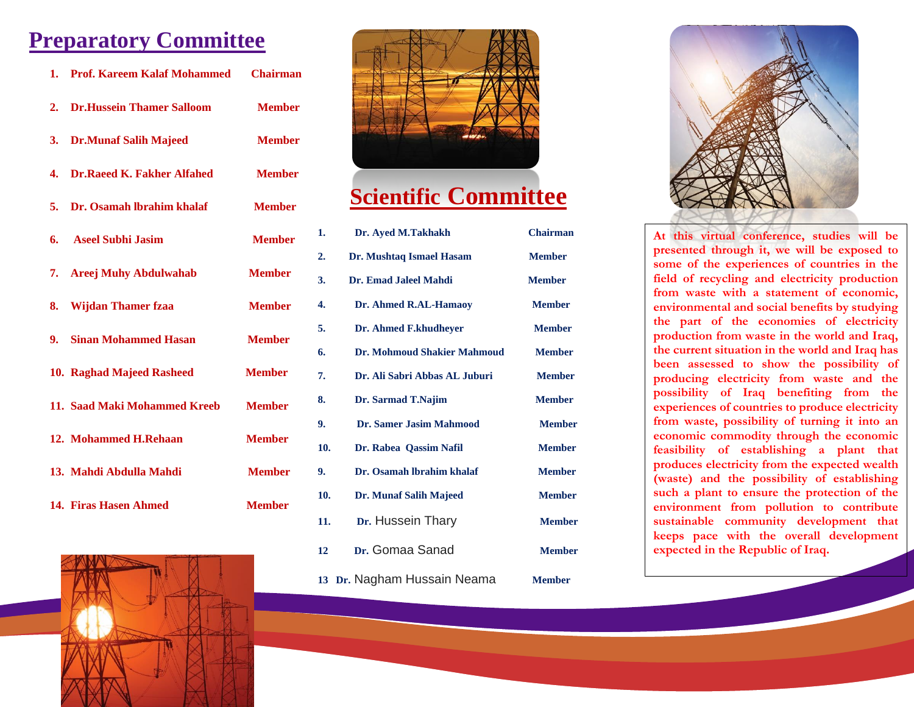## Preparatory Committee

| | | |
|---|---|---|
| 1. | Prof. Kareem Kalaf Mohammed | Chairman |
| 2. | Dr.Hussein Thamer Salloom | Member |
| 3. | Dr.Munaf Salih Majeed | Member |
| 4. | Dr.Raeed K. Fakher Alfahed | Member |
| 5. | Dr. Osamah lbrahim khalaf | Member |
| 6. | Aseel Subhi Jasim | Member |
| 7. | Areej Muhy Abdulwahab | Member |
| 8. | Wijdan Thamer fzaa | Member |
| 9. | Sinan Mohammed Hasan | Member |
| 10. | Raghad Majeed Rasheed | Member |
| 11. | Saad Maki Mohammed Kreeb | Member |
| 12. | Mohammed H.Rehaan | Member |
| 13. | Mahdi Abdulla Mahdi | Member |
| 14. | Firas Hasen Ahmed | Member |

## Scientific Committee

| | | |
|---|---|---|
| 1. | Dr. Ayed M.Takhakh | Chairman |
| 2. | Dr. Mushtaq Ismael Hasam | Member |
| 3. | Dr. Emad Jaleel Mahdi | Member |
| 4. | Dr. Ahmed R.AL-Hamaoy | Member |
| 5. | Dr. Ahmed F.khudheyer | Member |
| 6. | Dr. Mohmoud Shakier Mahmoud | Member |
| 7. | Dr. Ali Sabri Abbas AL Juburi | Member |
| 8. | Dr. Sarmad T.Najim | Member |
| 9. | Dr. Samer Jasim Mahmood | Member |
| 10. | Dr. Rabea Qassim Nafil | Member |
| 9. | Dr. Osamah lbrahim khalaf | Member |
| 10. | Dr. Munaf Salih Majeed | Member |
| 11. | Dr. Hussein Thary | Member |
| 12 | Dr. Gomaa Sanad | Member |
| 13 | Dr. Nagham Hussain Neama | Member |

**At this virtual conference, studies will be presented through it, we will be exposed to some of the experiences of countries in the field of recycling and electricity production from waste with a statement of economic, environmental and social benefits by studying the part of the economies of electricity production from waste in the world and Iraq, the current situation in the world and Iraq has been assessed to show the possibility of producing electricity from waste and the possibility of Iraq benefiting from the experiences of countries to produce electricity from waste, possibility of turning it into an economic commodity through the economic feasibility of establishing a plant that produces electricity from the expected wealth (waste) and the possibility of establishing such a plant to ensure the protection of the environment from pollution to contribute sustainable community development that keeps pace with the overall development expected in the Republic of Iraq.**